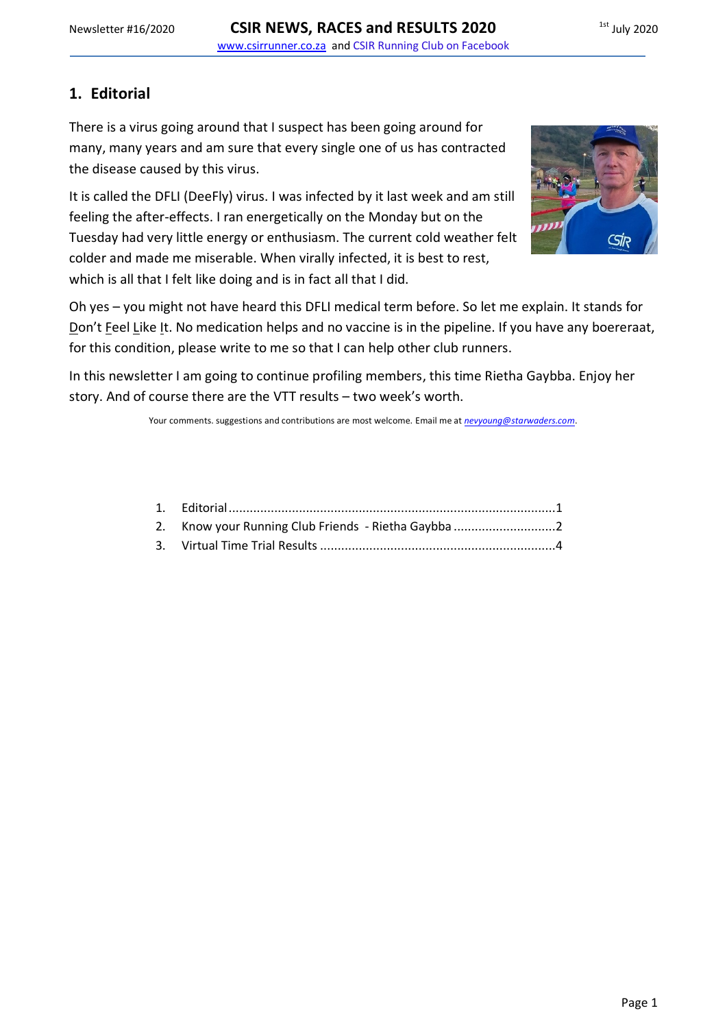## 1. Editorial

There is a virus going around that I suspect has been going around for many, many years and am sure that every single one of us has contracted the disease caused by this virus.

It is called the DFLI (DeeFly) virus. I was infected by it last week and am still feeling the after-effects. I ran energetically on the Monday but on the Tuesday had very little energy or enthusiasm. The current cold weather felt colder and made me miserable. When virally infected, it is best to rest, which is all that I felt like doing and is in fact all that I did.

Oh yes – you might not have heard this DFLI medical term before. So let me explain. It stands for Don't Feel Like It. No medication helps and no vaccine is in the pipeline. If you have any boereraat, for this condition, please write to me so that I can help other club runners.

In this newsletter I am going to continue profiling members, this time Rietha Gaybba. Enjoy her story. And of course there are the VTT results – two week's worth.

Your comments. suggestions and contributions are most welcome. Email me at *nevyoung@starwaders.com*.

1. Editorial ........................................................................................1
2. Know your Running Club Friends - Rietha Gaybba ..............................2
3. Virtual Time Trial Results ...................................................................4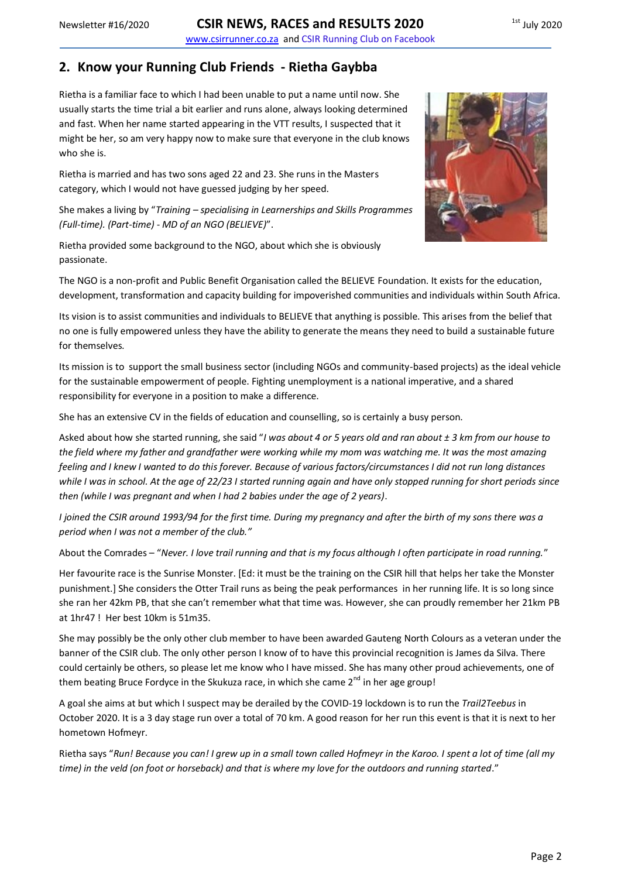## 2. Know your Running Club Friends - Rietha Gaybba

Rietha is a familiar face to which I had been unable to put a name until now. She usually starts the time trial a bit earlier and runs alone, always looking determined and fast. When her name started appearing in the VTT results, I suspected that it might be her, so am very happy now to make sure that everyone in the club knows who she is.

Rietha is married and has two sons aged 22 and 23. She runs in the Masters category, which I would not have guessed judging by her speed.

She makes a living by "*Training – specialising in Learnerships and Skills Programmes (Full-time). (Part-time) - MD of an NGO (BELIEVE)*".

Rietha provided some background to the NGO, about which she is obviously passionate.

The NGO is a non-profit and Public Benefit Organisation called the BELIEVE Foundation. It exists for the education, development, transformation and capacity building for impoverished communities and individuals within South Africa.

Its vision is to assist communities and individuals to BELIEVE that anything is possible. This arises from the belief that no one is fully empowered unless they have the ability to generate the means they need to build a sustainable future for themselves.

Its mission is to support the small business sector (including NGOs and community-based projects) as the ideal vehicle for the sustainable empowerment of people. Fighting unemployment is a national imperative, and a shared responsibility for everyone in a position to make a difference.

She has an extensive CV in the fields of education and counselling, so is certainly a busy person.

Asked about how she started running, she said "*I was about 4 or 5 years old and ran about ± 3 km from our house to the field where my father and grandfather were working while my mom was watching me. It was the most amazing feeling and I knew I wanted to do this forever. Because of various factors/circumstances I did not run long distances while I was in school. At the age of 22/23 I started running again and have only stopped running for short periods since then (while I was pregnant and when I had 2 babies under the age of 2 years)*.

*I joined the CSIR around 1993/94 for the first time. During my pregnancy and after the birth of my sons there was a period when I was not a member of the club."*

About the Comrades – "*Never. I love trail running and that is my focus although I often participate in road running.*"

Her favourite race is the Sunrise Monster. [Ed: it must be the training on the CSIR hill that helps her take the Monster punishment.] She considers the Otter Trail runs as being the peak performances in her running life. It is so long since she ran her 42km PB, that she can't remember what that time was. However, she can proudly remember her 21km PB at 1hr47 ! Her best 10km is 51m35.

She may possibly be the only other club member to have been awarded Gauteng North Colours as a veteran under the banner of the CSIR club. The only other person I know of to have this provincial recognition is James da Silva. There could certainly be others, so please let me know who I have missed. She has many other proud achievements, one of them beating Bruce Fordyce in the Skukuza race, in which she came 2nd in her age group!

A goal she aims at but which I suspect may be derailed by the COVID-19 lockdown is to run the *Trail2Teebus* in October 2020. It is a 3 day stage run over a total of 70 km. A good reason for her run this event is that it is next to her hometown Hofmeyr.

Rietha says "*Run! Because you can! I grew up in a small town called Hofmeyr in the Karoo. I spent a lot of time (all my time) in the veld (on foot or horseback) and that is where my love for the outdoors and running started*."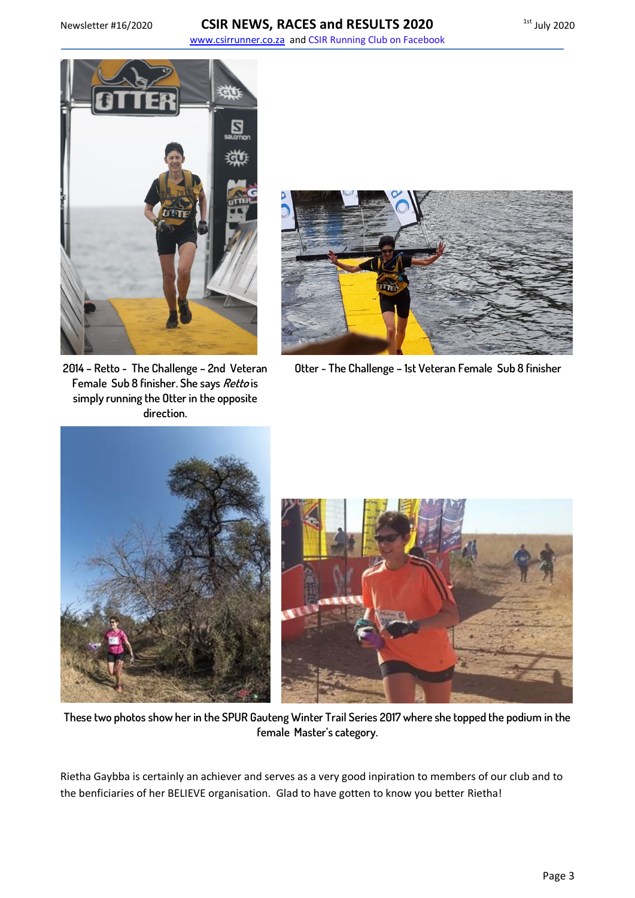2014 – Retto - The Challenge – 2nd Veteran Female Sub 8 finisher. She says *Retto* is simply running the Otter in the opposite direction.

Otter - The Challenge – 1st Veteran Female Sub 8 finisher

These two photos show her in the SPUR Gauteng Winter Trail Series 2017 where she topped the podium in the female Master's category.

Rietha Gaybba is certainly an achiever and serves as a very good inpiration to members of our club and to the benficiaries of her BELIEVE organisation. Glad to have gotten to know you better Rietha!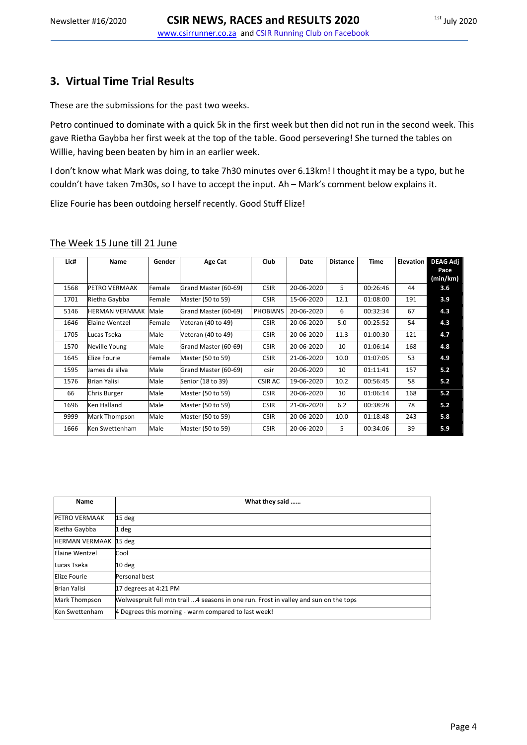## 3. Virtual Time Trial Results

These are the submissions for the past two weeks.

Petro continued to dominate with a quick 5k in the first week but then did not run in the second week. This gave Rietha Gaybba her first week at the top of the table. Good persevering! She turned the tables on Willie, having been beaten by him in an earlier week.

I don't know what Mark was doing, to take 7h30 minutes over 6.13km! I thought it may be a typo, but he couldn't have taken 7m30s, so I have to accept the input. Ah – Mark's comment below explains it.

Elize Fourie has been outdoing herself recently. Good Stuff Elize!

### The Week 15 June till 21 June

| Lic# | Name | Gender | Age Cat | Club | Date | Distance | Time | Elevation | DEAG Adj Pace (min/km) |
|---|---|---|---|---|---|---|---|---|---|
| 1568 | PETRO VERMAAK | Female | Grand Master (60-69) | CSIR | 20-06-2020 | 5 | 00:26:46 | 44 | 3.6 |
| 1701 | Rietha Gaybba | Female | Master (50 to 59) | CSIR | 15-06-2020 | 12.1 | 01:08:00 | 191 | 3.9 |
| 5146 | HERMAN VERMAAK | Male | Grand Master (60-69) | PHOBIANS | 20-06-2020 | 6 | 00:32:34 | 67 | 4.3 |
| 1646 | Elaine Wentzel | Female | Veteran (40 to 49) | CSIR | 20-06-2020 | 5.0 | 00:25:52 | 54 | 4.3 |
| 1705 | Lucas Tseka | Male | Veteran (40 to 49) | CSIR | 20-06-2020 | 11.3 | 01:00:30 | 121 | 4.7 |
| 1570 | Neville Young | Male | Grand Master (60-69) | CSIR | 20-06-2020 | 10 | 01:06:14 | 168 | 4.8 |
| 1645 | Elize Fourie | Female | Master (50 to 59) | CSIR | 21-06-2020 | 10.0 | 01:07:05 | 53 | 4.9 |
| 1595 | James da silva | Male | Grand Master (60-69) | csir | 20-06-2020 | 10 | 01:11:41 | 157 | 5.2 |
| 1576 | Brian Yalisi | Male | Senior (18 to 39) | CSIR AC | 19-06-2020 | 10.2 | 00:56:45 | 58 | 5.2 |
| 66 | Chris Burger | Male | Master (50 to 59) | CSIR | 20-06-2020 | 10 | 01:06:14 | 168 | 5.2 |
| 1696 | Ken Halland | Male | Master (50 to 59) | CSIR | 21-06-2020 | 6.2 | 00:38:28 | 78 | 5.2 |
| 9999 | Mark Thompson | Male | Master (50 to 59) | CSIR | 20-06-2020 | 10.0 | 01:18:48 | 243 | 5.8 |
| 1666 | Ken Swettenham | Male | Master (50 to 59) | CSIR | 20-06-2020 | 5 | 00:34:06 | 39 | 5.9 |

| Name | What they said …… |
|---|---|
| PETRO VERMAAK | 15 deg |
| Rietha Gaybba | 1 deg |
| HERMAN VERMAAK | 15 deg |
| Elaine Wentzel | Cool |
| Lucas Tseka | 10 deg |
| Elize Fourie | Personal best |
| Brian Yalisi | 17 degrees at 4:21 PM |
| Mark Thompson | Wolwespruit full mtn trail ...4 seasons in one run. Frost in valley and sun on the tops |
| Ken Swettenham | 4 Degrees this morning - warm compared to last week! |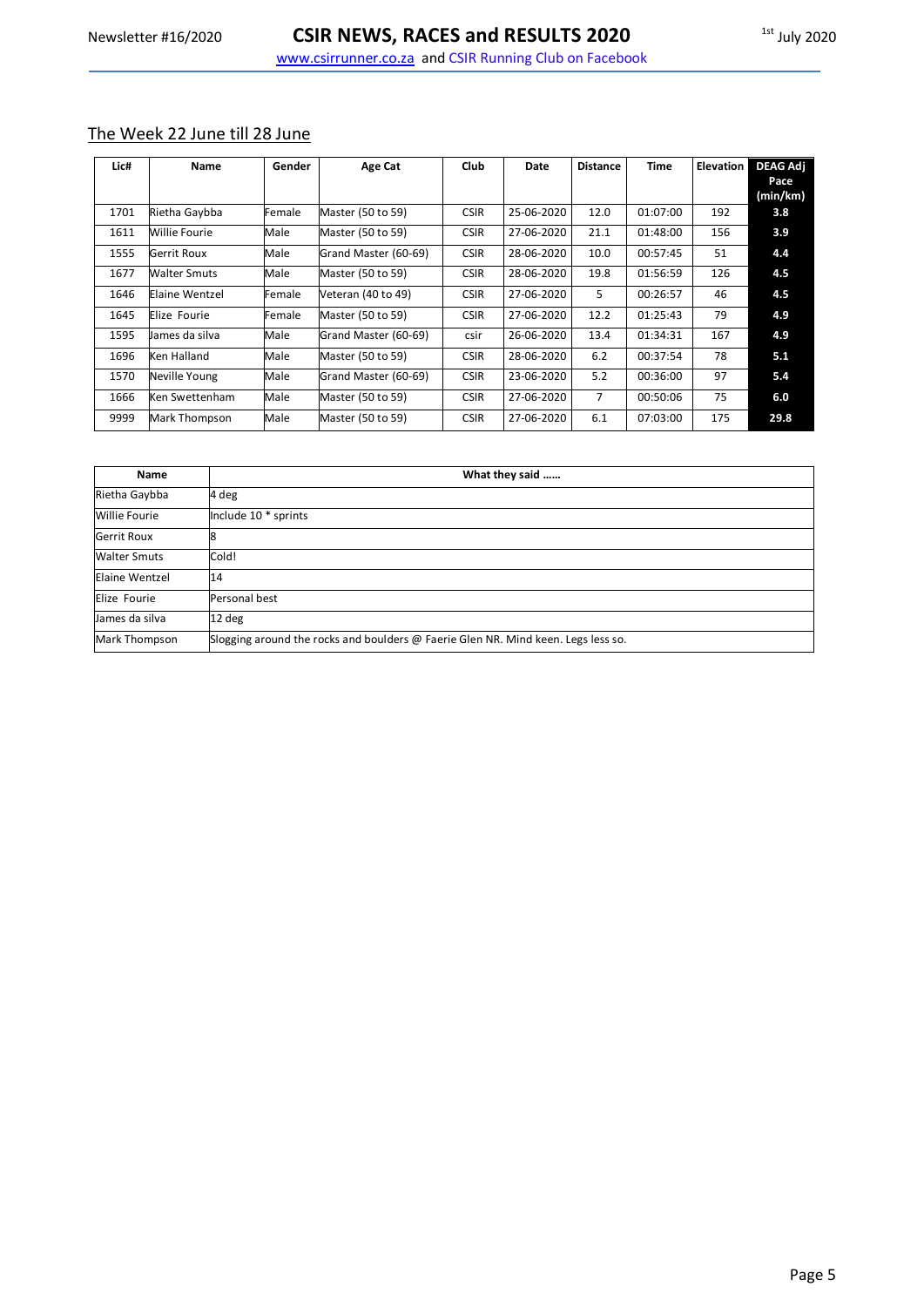## The Week 22 June till 28 June

| Lic# | Name | Gender | Age Cat | Club | Date | Distance | Time | Elevation | DEAG Adj Pace (min/km) |
|---|---|---|---|---|---|---|---|---|---|
| 1701 | Rietha Gaybba | Female | Master (50 to 59) | CSIR | 25-06-2020 | 12.0 | 01:07:00 | 192 | **3.8** |
| 1611 | Willie Fourie | Male | Master (50 to 59) | CSIR | 27-06-2020 | 21.1 | 01:48:00 | 156 | **3.9** |
| 1555 | Gerrit Roux | Male | Grand Master (60-69) | CSIR | 28-06-2020 | 10.0 | 00:57:45 | 51 | **4.4** |
| 1677 | Walter Smuts | Male | Master (50 to 59) | CSIR | 28-06-2020 | 19.8 | 01:56:59 | 126 | **4.5** |
| 1646 | Elaine Wentzel | Female | Veteran (40 to 49) | CSIR | 27-06-2020 | 5 | 00:26:57 | 46 | **4.5** |
| 1645 | Elize Fourie | Female | Master (50 to 59) | CSIR | 27-06-2020 | 12.2 | 01:25:43 | 79 | **4.9** |
| 1595 | James da silva | Male | Grand Master (60-69) | csir | 26-06-2020 | 13.4 | 01:34:31 | 167 | **4.9** |
| 1696 | Ken Halland | Male | Master (50 to 59) | CSIR | 28-06-2020 | 6.2 | 00:37:54 | 78 | **5.1** |
| 1570 | Neville Young | Male | Grand Master (60-69) | CSIR | 23-06-2020 | 5.2 | 00:36:00 | 97 | **5.4** |
| 1666 | Ken Swettenham | Male | Master (50 to 59) | CSIR | 27-06-2020 | 7 | 00:50:06 | 75 | **6.0** |
| 9999 | Mark Thompson | Male | Master (50 to 59) | CSIR | 27-06-2020 | 6.1 | 07:03:00 | 175 | **29.8** |

| Name | What they said …… |
|---|---|
| Rietha Gaybba | 4 deg |
| Willie Fourie | Include 10 * sprints |
| Gerrit Roux | 8 |
| Walter Smuts | Cold! |
| Elaine Wentzel | 14 |
| Elize Fourie | Personal best |
| James da silva | 12 deg |
| Mark Thompson | Slogging around the rocks and boulders @ Faerie Glen NR. Mind keen. Legs less so. |